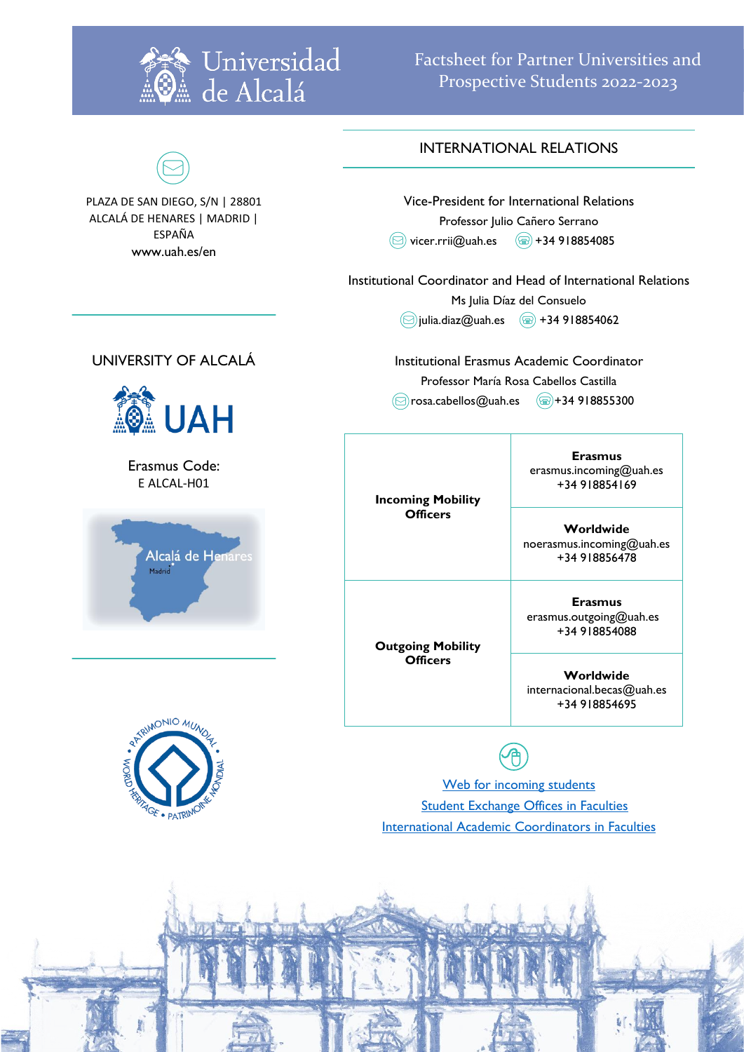# Universidad de Alcalá

Factsheet for Partner Universities and Prospective Students 2022-2023

PLAZA DE SAN DIEGO, S/N | 28801 ALCALÁ DE HENARES | MADRID | ESPAÑA
www.uah.es/en

## UNIVERSITY OF ALCALÁ

UAH

Erasmus Code:
E ALCAL-H01

Alcalá de Henares
Madrid

## INTERNATIONAL RELATIONS

Vice-President for International Relations
Professor Julio Cañero Serrano
vicer.rrii@uah.es +34 918854085

Institutional Coordinator and Head of International Relations
Ms Julia Díaz del Consuelo
julia.diaz@uah.es +34 918854062

Institutional Erasmus Academic Coordinator
Professor María Rosa Cabellos Castilla
rosa.cabellos@uah.es +34 918855300

| | |
|---|---|
| **Incoming Mobility Officers** | **Erasmus** erasmus.incoming@uah.es +34 918854169 |
| | **Worldwide** noerasmus.incoming@uah.es +34 918856478 |
| **Outgoing Mobility Officers** | **Erasmus** erasmus.outgoing@uah.es +34 918854088 |
| | **Worldwide** internacional.becas@uah.es +34 918854695 |

Web for incoming students
Student Exchange Offices in Faculties
International Academic Coordinators in Faculties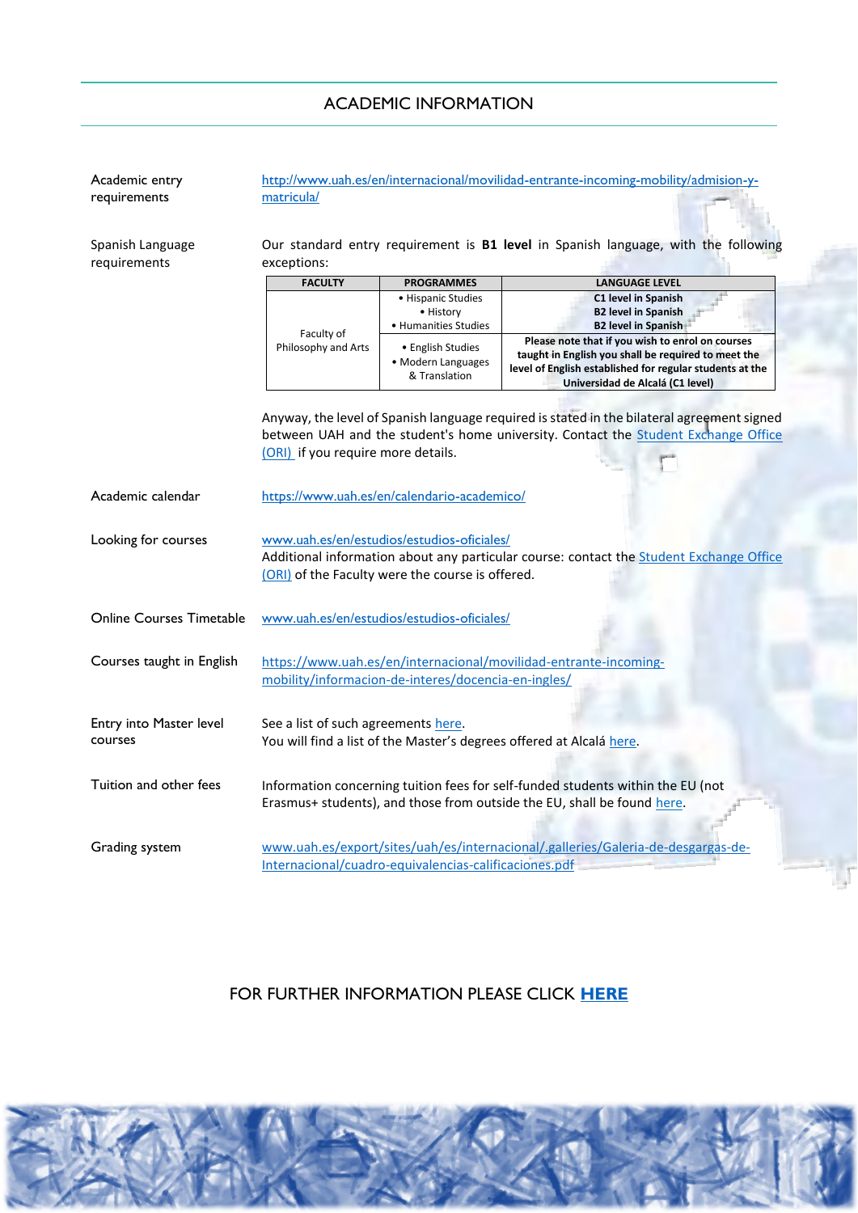## ACADEMIC INFORMATION

**Academic entry requirements**

[http://www.uah.es/en/internacional/movilidad-entrante-incoming-mobility/admision-y-matricula/](http://www.uah.es/en/internacional/movilidad-entrante-incoming-mobility/admision-y-matricula/)

**Spanish Language requirements**

Our standard entry requirement is **B1 level** in Spanish language, with the following exceptions:

| FACULTY | PROGRAMMES | LANGUAGE LEVEL |
|---|---|---|
| Faculty of Philosophy and Arts | • Hispanic Studies<br>• History<br>• Humanities Studies | **C1 level in Spanish**<br>**B2 level in Spanish**<br>**B2 level in Spanish** |
| | • English Studies<br>• Modern Languages & Translation | **Please note that if you wish to enrol on courses taught in English you shall be required to meet the level of English established for regular students at the Universidad de Alcalá (C1 level)** |

Anyway, the level of Spanish language required is stated in the bilateral agreement signed between UAH and the student's home university. Contact the Student Exchange Office (ORI) if you require more details.

**Academic calendar**

[https://www.uah.es/en/calendario-academico/](https://www.uah.es/en/calendario-academico/)

**Looking for courses**

[www.uah.es/en/estudios/estudios-oficiales/](www.uah.es/en/estudios/estudios-oficiales/)

Additional information about any particular course: contact the Student Exchange Office (ORI) of the Faculty were the course is offered.

**Online Courses Timetable**

[www.uah.es/en/estudios/estudios-oficiales/](www.uah.es/en/estudios/estudios-oficiales/)

**Courses taught in English**

[https://www.uah.es/en/internacional/movilidad-entrante-incoming-mobility/informacion-de-interes/docencia-en-ingles/](https://www.uah.es/en/internacional/movilidad-entrante-incoming-mobility/informacion-de-interes/docencia-en-ingles/)

**Entry into Master level courses**

See a list of such agreements here.
You will find a list of the Master's degrees offered at Alcalá here.

**Tuition and other fees**

Information concerning tuition fees for self-funded students within the EU (not Erasmus+ students), and those from outside the EU, shall be found here.

**Grading system**

[www.uah.es/export/sites/uah/es/internacional/.galleries/Galeria-de-desgargas-de-Internacional/cuadro-equivalencias-calificaciones.pdf](www.uah.es/export/sites/uah/es/internacional/.galleries/Galeria-de-desgargas-de-Internacional/cuadro-equivalencias-calificaciones.pdf)

FOR FURTHER INFORMATION PLEASE CLICK **HERE**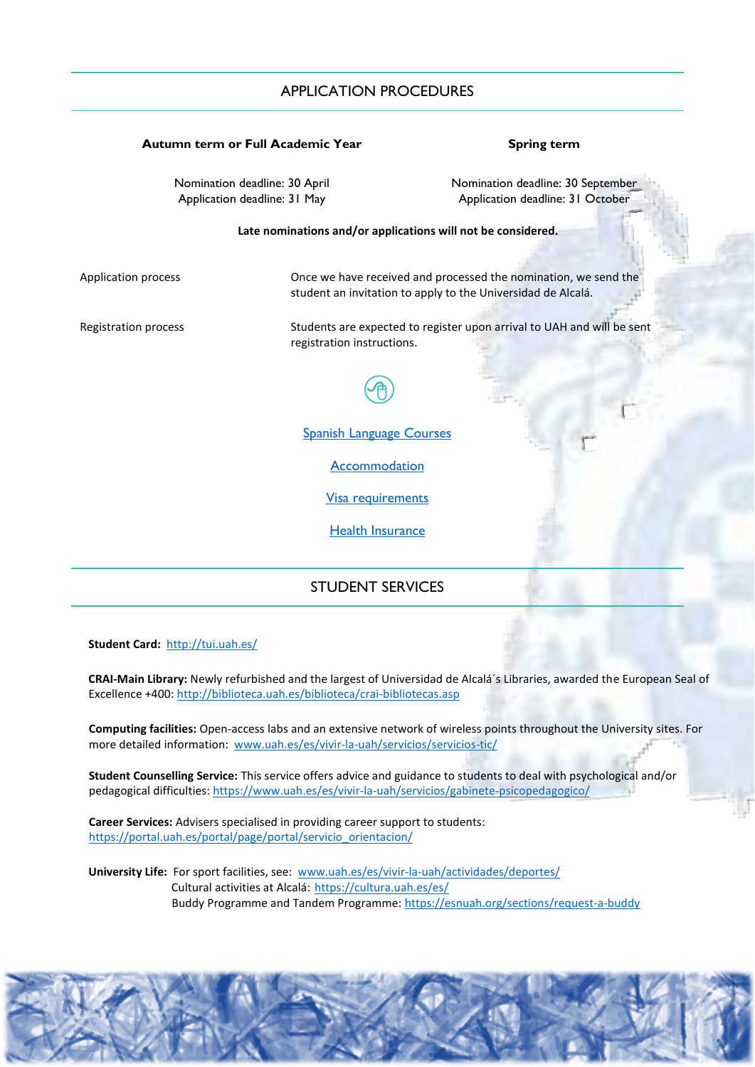## APPLICATION PROCEDURES

| **Autumn term or Full Academic Year** | **Spring term** |
| --- | --- |
| Nomination deadline: 30 April | Nomination deadline: 30 September |
| Application deadline: 31 May | Application deadline: 31 October |

**Late nominations and/or applications will not be considered.**

| | |
| --- | --- |
| Application process | Once we have received and processed the nomination, we send the student an invitation to apply to the Universidad de Alcalá. |
| Registration process | Students are expected to register upon arrival to UAH and will be sent registration instructions. |

Spanish Language Courses

Accommodation

Visa requirements

Health Insurance

## STUDENT SERVICES

**Student Card:** http://tui.uah.es/

**CRAI-Main Library:** Newly refurbished and the largest of Universidad de Alcalá´s Libraries, awarded the European Seal of Excellence +400: http://biblioteca.uah.es/biblioteca/crai-bibliotecas.asp

**Computing facilities:** Open-access labs and an extensive network of wireless points throughout the University sites. For more detailed information: www.uah.es/es/vivir-la-uah/servicios/servicios-tic/

**Student Counselling Service:** This service offers advice and guidance to students to deal with psychological and/or pedagogical difficulties: https://www.uah.es/es/vivir-la-uah/servicios/gabinete-psicopedagogico/

**Career Services:** Advisers specialised in providing career support to students: https://portal.uah.es/portal/page/portal/servicio_orientacion/

**University Life:** For sport facilities, see: www.uah.es/es/vivir-la-uah/actividades/deportes/
Cultural activities at Alcalá: https://cultura.uah.es/es/
Buddy Programme and Tandem Programme: https://esnuah.org/sections/request-a-buddy